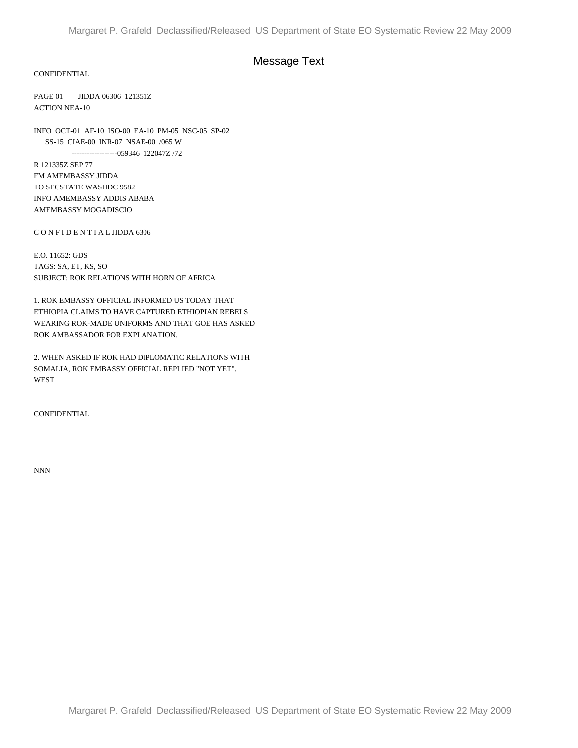# Message Text

CONFIDENTIAL

PAGE 01 JIDDA 06306 121351Z
ACTION NEA-10

INFO OCT-01 AF-10 ISO-00 EA-10 PM-05 NSC-05 SP-02
SS-15 CIAE-00 INR-07 NSAE-00 /065 W
------------------059346 122047Z /72

R 121335Z SEP 77
FM AMEMBASSY JIDDA
TO SECSTATE WASHDC 9582
INFO AMEMBASSY ADDIS ABABA
AMEMBASSY MOGADISCIO

C O N F I D E N T I A L JIDDA 6306

E.O. 11652: GDS
TAGS: SA, ET, KS, SO
SUBJECT: ROK RELATIONS WITH HORN OF AFRICA

1. ROK EMBASSY OFFICIAL INFORMED US TODAY THAT ETHIOPIA CLAIMS TO HAVE CAPTURED ETHIOPIAN REBELS WEARING ROK-MADE UNIFORMS AND THAT GOE HAS ASKED ROK AMBASSADOR FOR EXPLANATION.

2. WHEN ASKED IF ROK HAD DIPLOMATIC RELATIONS WITH SOMALIA, ROK EMBASSY OFFICIAL REPLIED "NOT YET".
WEST

CONFIDENTIAL

NNN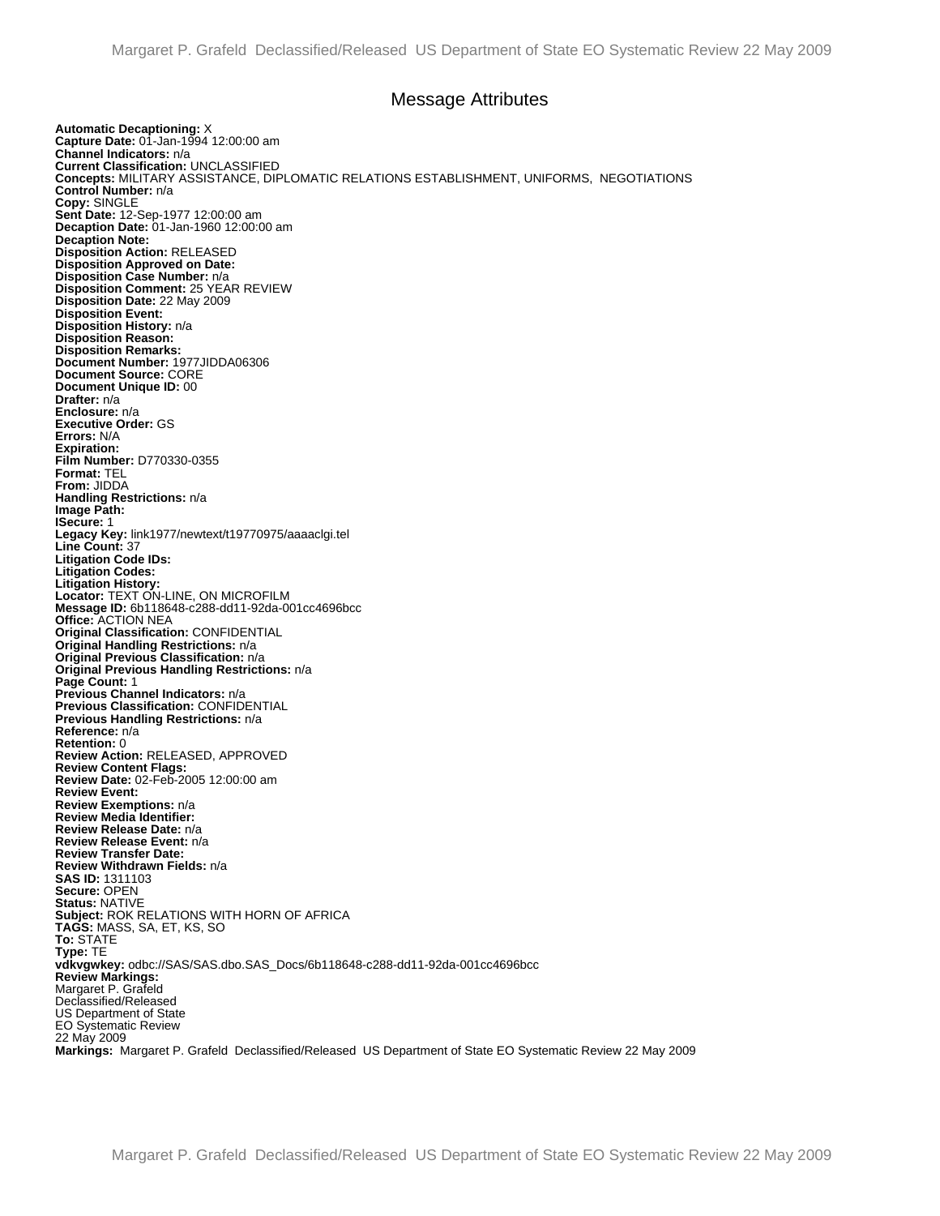# Message Attributes

**Automatic Decaptioning:** X
**Capture Date:** 01-Jan-1994 12:00:00 am
**Channel Indicators:** n/a
**Current Classification:** UNCLASSIFIED
**Concepts:** MILITARY ASSISTANCE, DIPLOMATIC RELATIONS ESTABLISHMENT, UNIFORMS, NEGOTIATIONS
**Control Number:** n/a
**Copy:** SINGLE
**Sent Date:** 12-Sep-1977 12:00:00 am
**Decaption Date:** 01-Jan-1960 12:00:00 am
**Decaption Note:**
**Disposition Action:** RELEASED
**Disposition Approved on Date:**
**Disposition Case Number:** n/a
**Disposition Comment:** 25 YEAR REVIEW
**Disposition Date:** 22 May 2009
**Disposition Event:**
**Disposition History:** n/a
**Disposition Reason:**
**Disposition Remarks:**
**Document Number:** 1977JIDDA06306
**Document Source:** CORE
**Document Unique ID:** 00
**Drafter:** n/a
**Enclosure:** n/a
**Executive Order:** GS
**Errors:** N/A
**Expiration:**
**Film Number:** D770330-0355
**Format:** TEL
**From:** JIDDA
**Handling Restrictions:** n/a
**Image Path:**
**ISecure:** 1
**Legacy Key:** link1977/newtext/t19770975/aaaaclgi.tel
**Line Count:** 37
**Litigation Code IDs:**
**Litigation Codes:**
**Litigation History:**
**Locator:** TEXT ON-LINE, ON MICROFILM
**Message ID:** 6b118648-c288-dd11-92da-001cc4696bcc
**Office:** ACTION NEA
**Original Classification:** CONFIDENTIAL
**Original Handling Restrictions:** n/a
**Original Previous Classification:** n/a
**Original Previous Handling Restrictions:** n/a
**Page Count:** 1
**Previous Channel Indicators:** n/a
**Previous Classification:** CONFIDENTIAL
**Previous Handling Restrictions:** n/a
**Reference:** n/a
**Retention:** 0
**Review Action:** RELEASED, APPROVED
**Review Content Flags:**
**Review Date:** 02-Feb-2005 12:00:00 am
**Review Event:**
**Review Exemptions:** n/a
**Review Media Identifier:**
**Review Release Date:** n/a
**Review Release Event:** n/a
**Review Transfer Date:**
**Review Withdrawn Fields:** n/a
**SAS ID:** 1311103
**Secure:** OPEN
**Status:** NATIVE
**Subject:** ROK RELATIONS WITH HORN OF AFRICA
**TAGS:** MASS, SA, ET, KS, SO
**To:** STATE
**Type:** TE
**vdkvgwkey:** odbc://SAS/SAS.dbo.SAS_Docs/6b118648-c288-dd11-92da-001cc4696bcc
**Review Markings:**
Margaret P. Grafeld
Declassified/Released
US Department of State
EO Systematic Review
22 May 2009
**Markings:** Margaret P. Grafeld Declassified/Released US Department of State EO Systematic Review 22 May 2009